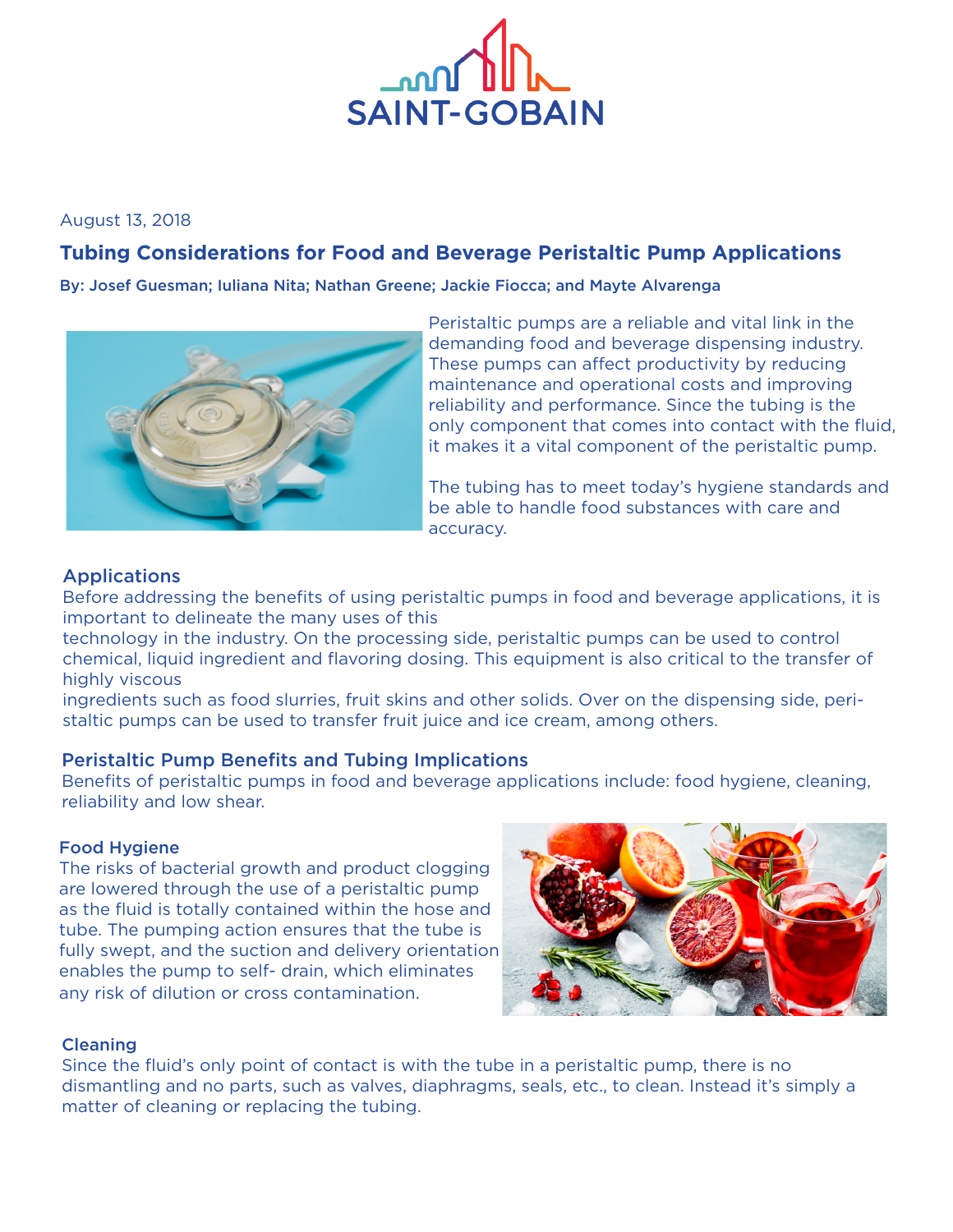SAINT-GOBAIN

August 13, 2018

# Tubing Considerations for Food and Beverage Peristaltic Pump Applications

**By: Josef Guesman; Iuliana Nita; Nathan Greene; Jackie Fiocca; and Mayte Alvarenga**

Peristaltic pumps are a reliable and vital link in the demanding food and beverage dispensing industry. These pumps can affect productivity by reducing maintenance and operational costs and improving reliability and performance. Since the tubing is the only component that comes into contact with the fluid, it makes it a vital component of the peristaltic pump.

The tubing has to meet today's hygiene standards and be able to handle food substances with care and accuracy.

## Applications

Before addressing the benefits of using peristaltic pumps in food and beverage applications, it is important to delineate the many uses of this technology in the industry. On the processing side, peristaltic pumps can be used to control chemical, liquid ingredient and flavoring dosing. This equipment is also critical to the transfer of highly viscous ingredients such as food slurries, fruit skins and other solids. Over on the dispensing side, peristaltic pumps can be used to transfer fruit juice and ice cream, among others.

## Peristaltic Pump Benefits and Tubing Implications

Benefits of peristaltic pumps in food and beverage applications include: food hygiene, cleaning, reliability and low shear.

### Food Hygiene

The risks of bacterial growth and product clogging are lowered through the use of a peristaltic pump as the fluid is totally contained within the hose and tube. The pumping action ensures that the tube is fully swept, and the suction and delivery orientation enables the pump to self- drain, which eliminates any risk of dilution or cross contamination.

### Cleaning

Since the fluid's only point of contact is with the tube in a peristaltic pump, there is no dismantling and no parts, such as valves, diaphragms, seals, etc., to clean. Instead it's simply a matter of cleaning or replacing the tubing.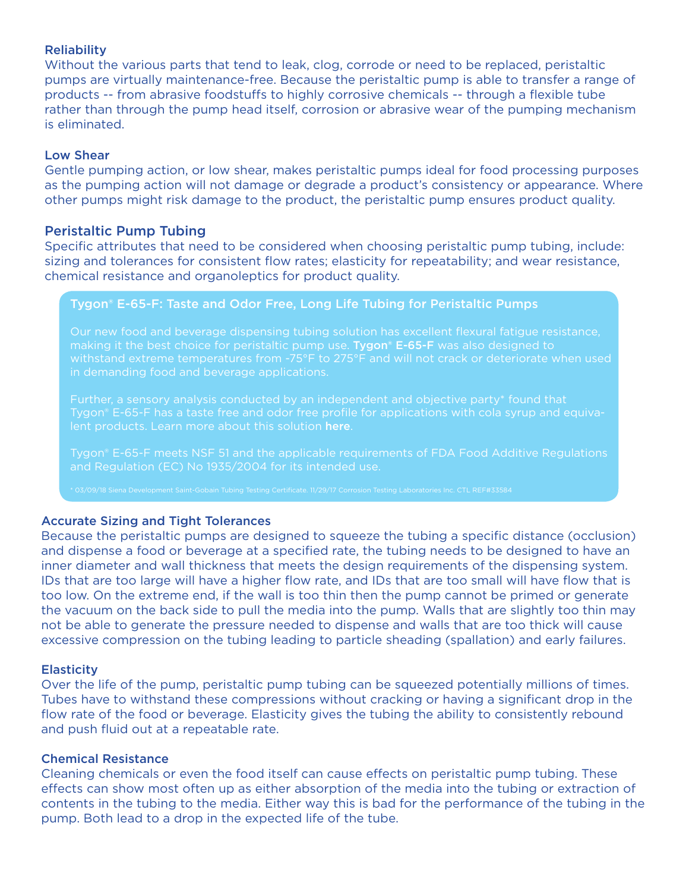### Reliability

Without the various parts that tend to leak, clog, corrode or need to be replaced, peristaltic pumps are virtually maintenance-free. Because the peristaltic pump is able to transfer a range of products -- from abrasive foodstuffs to highly corrosive chemicals -- through a flexible tube rather than through the pump head itself, corrosion or abrasive wear of the pumping mechanism is eliminated.

### Low Shear

Gentle pumping action, or low shear, makes peristaltic pumps ideal for food processing purposes as the pumping action will not damage or degrade a product's consistency or appearance. Where other pumps might risk damage to the product, the peristaltic pump ensures product quality.

## Peristaltic Pump Tubing

Specific attributes that need to be considered when choosing peristaltic pump tubing, include: sizing and tolerances for consistent flow rates; elasticity for repeatability; and wear resistance, chemical resistance and organoleptics for product quality.

### Tygon® E-65-F: Taste and Odor Free, Long Life Tubing for Peristaltic Pumps

Our new food and beverage dispensing tubing solution has excellent flexural fatigue resistance, making it the best choice for peristaltic pump use. **Tygon® E-65-F** was also designed to withstand extreme temperatures from -75°F to 275°F and will not crack or deteriorate when used in demanding food and beverage applications.

Further, a sensory analysis conducted by an independent and objective party* found that Tygon® E-65-F has a taste free and odor free profile for applications with cola syrup and equivalent products. Learn more about this solution **here**.

Tygon® E-65-F meets NSF 51 and the applicable requirements of FDA Food Additive Regulations and Regulation (EC) No 1935/2004 for its intended use.

* 03/09/18 Siena Development Saint-Gobain Tubing Testing Certificate. 11/29/17 Corrosion Testing Laboratories Inc. CTL REF#33584

### Accurate Sizing and Tight Tolerances

Because the peristaltic pumps are designed to squeeze the tubing a specific distance (occlusion) and dispense a food or beverage at a specified rate, the tubing needs to be designed to have an inner diameter and wall thickness that meets the design requirements of the dispensing system. IDs that are too large will have a higher flow rate, and IDs that are too small will have flow that is too low. On the extreme end, if the wall is too thin then the pump cannot be primed or generate the vacuum on the back side to pull the media into the pump. Walls that are slightly too thin may not be able to generate the pressure needed to dispense and walls that are too thick will cause excessive compression on the tubing leading to particle sheading (spallation) and early failures.

### Elasticity

Over the life of the pump, peristaltic pump tubing can be squeezed potentially millions of times. Tubes have to withstand these compressions without cracking or having a significant drop in the flow rate of the food or beverage. Elasticity gives the tubing the ability to consistently rebound and push fluid out at a repeatable rate.

### Chemical Resistance

Cleaning chemicals or even the food itself can cause effects on peristaltic pump tubing. These effects can show most often up as either absorption of the media into the tubing or extraction of contents in the tubing to the media. Either way this is bad for the performance of the tubing in the pump. Both lead to a drop in the expected life of the tube.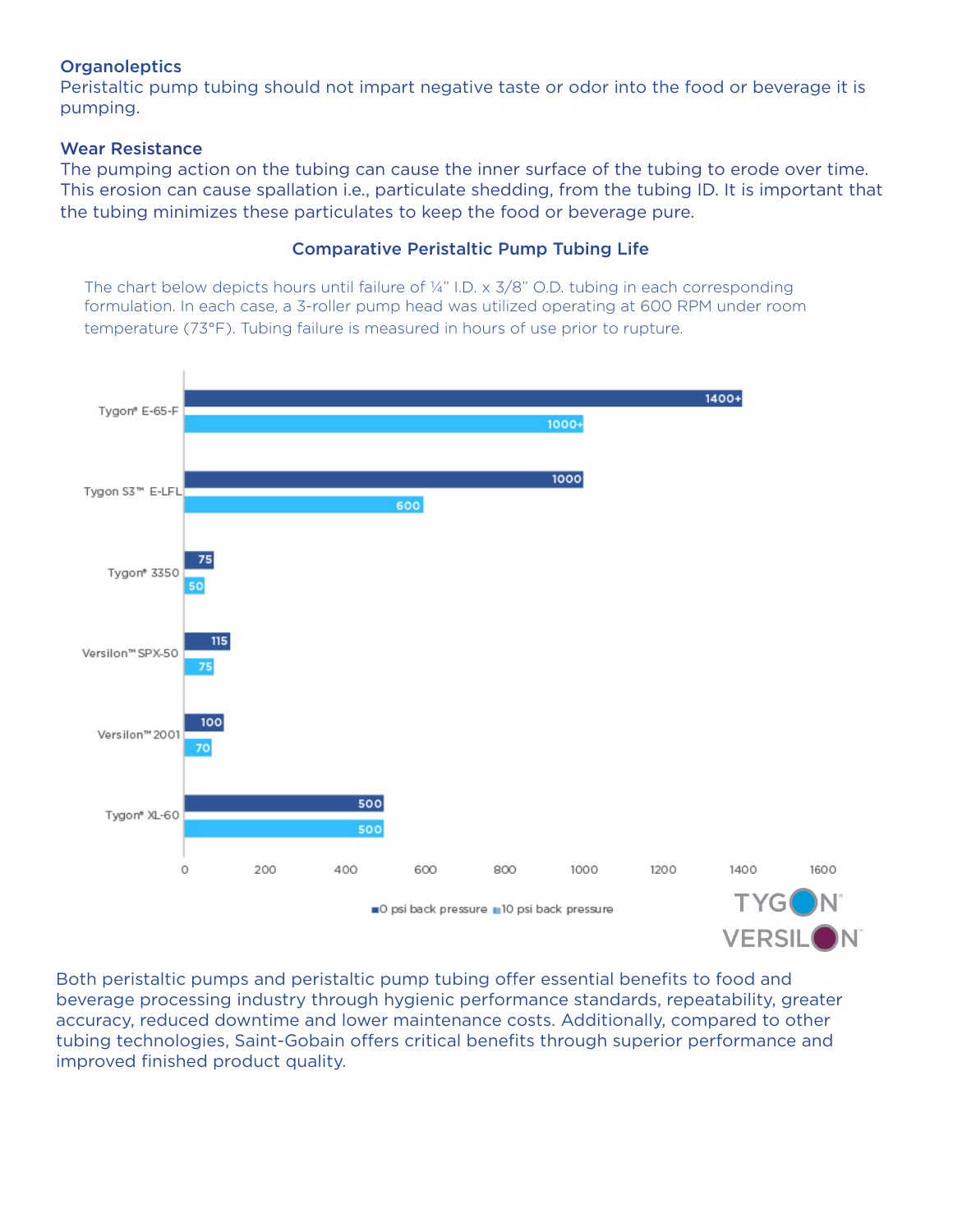### Organoleptics

Peristaltic pump tubing should not impart negative taste or odor into the food or beverage it is pumping.

### Wear Resistance

The pumping action on the tubing can cause the inner surface of the tubing to erode over time. This erosion can cause spallation i.e., particulate shedding, from the tubing ID. It is important that the tubing minimizes these particulates to keep the food or beverage pure.

### Comparative Peristaltic Pump Tubing Life

The chart below depicts hours until failure of ¼" I.D. x 3/8" O.D. tubing in each corresponding formulation. In each case, a 3-roller pump head was utilized operating at 600 RPM under room temperature (73°F). Tubing failure is measured in hours of use prior to rupture.

| Tubing | 0 psi back pressure | 10 psi back pressure |
| --- | --- | --- |
| Tygon® E-65-F | 1400+ | 1000+ |
| Tygon S3™ E-LFL | 1000 | 600 |
| Tygon® 3350 | 75 | 50 |
| Versilon™ SPX-50 | 115 | 75 |
| Versilon™ 2001 | 100 | 70 |
| Tygon® XL-60 | 500 | 500 |

TYGON®
VERSILON™

Both peristaltic pumps and peristaltic pump tubing offer essential benefits to food and beverage processing industry through hygienic performance standards, repeatability, greater accuracy, reduced downtime and lower maintenance costs. Additionally, compared to other tubing technologies, Saint-Gobain offers critical benefits through superior performance and improved finished product quality.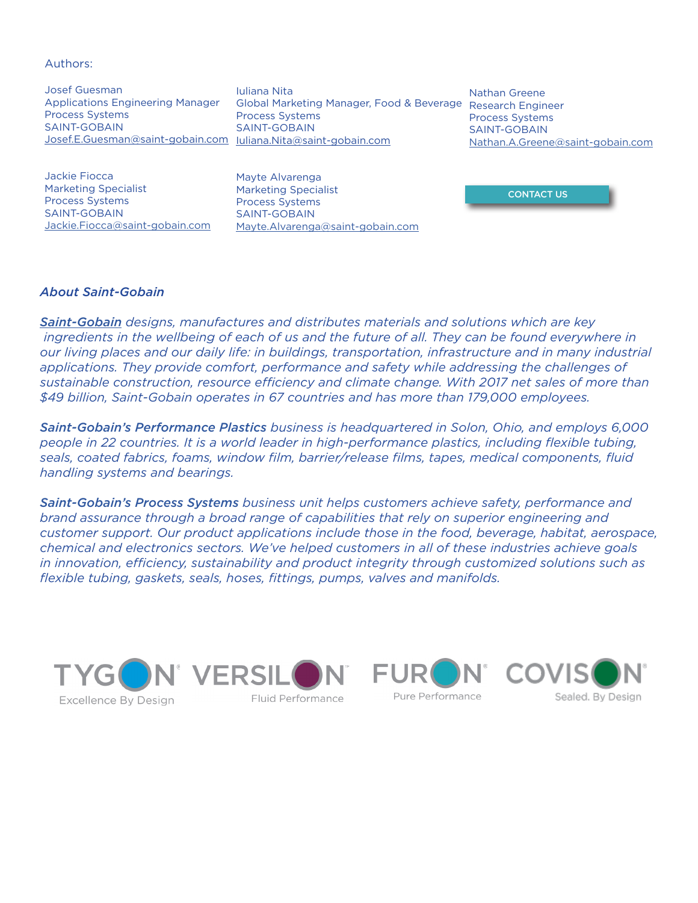Authors:

Josef Guesman
Applications Engineering Manager
Process Systems
SAINT-GOBAIN
Josef.E.Guesman@saint-gobain.com

Iuliana Nita
Global Marketing Manager, Food & Beverage
Process Systems
SAINT-GOBAIN
Iuliana.Nita@saint-gobain.com

Nathan Greene
Research Engineer
Process Systems
SAINT-GOBAIN
Nathan.A.Greene@saint-gobain.com

Jackie Fiocca
Marketing Specialist
Process Systems
SAINT-GOBAIN
Jackie.Fiocca@saint-gobain.com

Mayte Alvarenga
Marketing Specialist
Process Systems
SAINT-GOBAIN
Mayte.Alvarenga@saint-gobain.com

CONTACT US

### *About Saint-Gobain*

*Saint-Gobain designs, manufactures and distributes materials and solutions which are key ingredients in the wellbeing of each of us and the future of all. They can be found everywhere in our living places and our daily life: in buildings, transportation, infrastructure and in many industrial applications. They provide comfort, performance and safety while addressing the challenges of sustainable construction, resource efficiency and climate change. With 2017 net sales of more than $49 billion, Saint-Gobain operates in 67 countries and has more than 179,000 employees.*

***Saint-Gobain's Performance Plastics** business is headquartered in Solon, Ohio, and employs 6,000 people in 22 countries. It is a world leader in high-performance plastics, including flexible tubing, seals, coated fabrics, foams, window film, barrier/release films, tapes, medical components, fluid handling systems and bearings.*

***Saint-Gobain's Process Systems** business unit helps customers achieve safety, performance and brand assurance through a broad range of capabilities that rely on superior engineering and customer support. Our product applications include those in the food, beverage, habitat, aerospace, chemical and electronics sectors. We've helped customers in all of these industries achieve goals in innovation, efficiency, sustainability and product integrity through customized solutions such as flexible tubing, gaskets, seals, hoses, fittings, pumps, valves and manifolds.*

TYGON® Excellence By Design

VERSILON™ Fluid Performance

FURON® Pure Performance

COVISON® Sealed. By Design